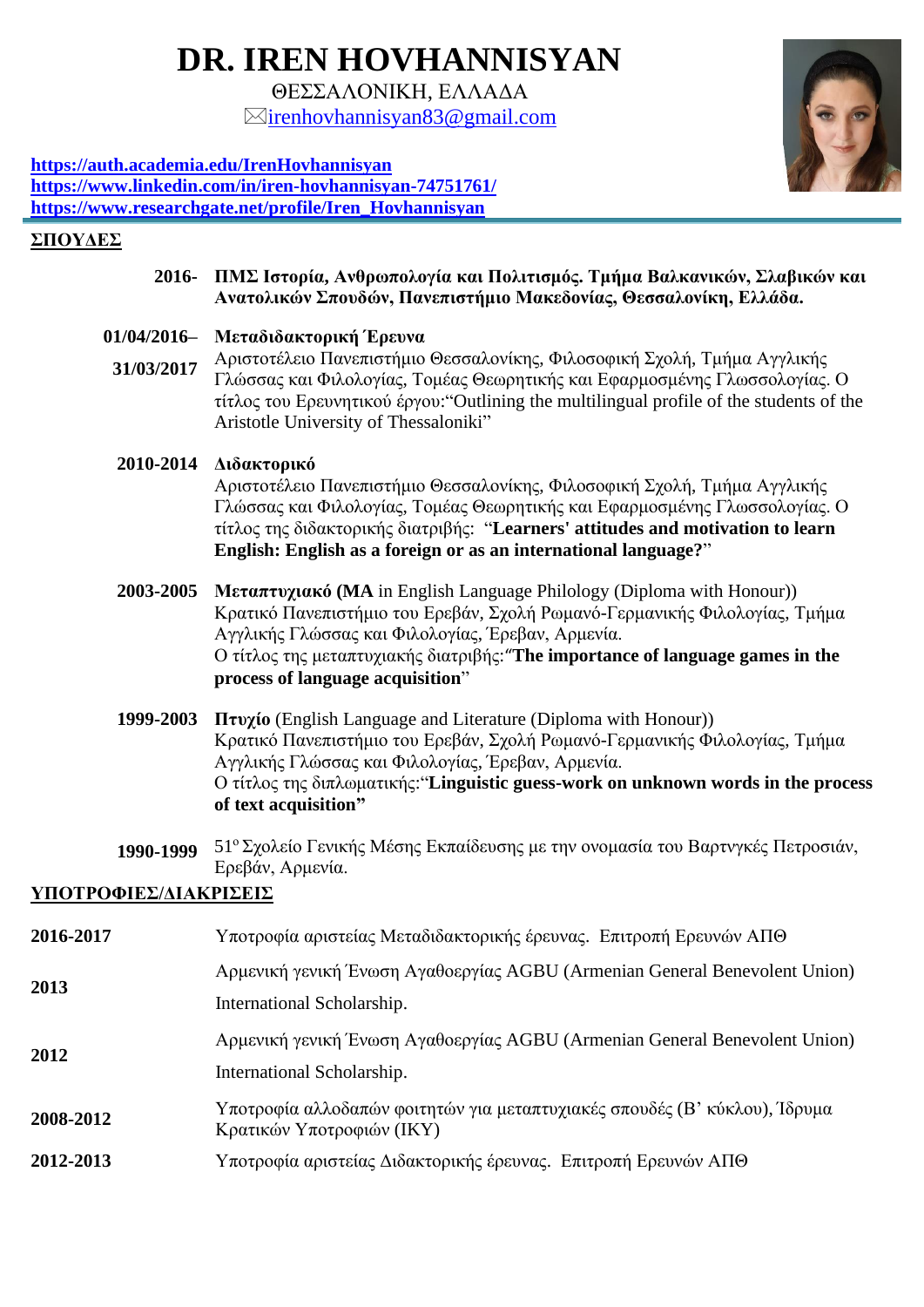# DR. IREN HOVHANNISYAN

ΘΕΣΣΑΛΟΝΙΚΗ, ΕΛΛΑΔΑ

✉irenhovhannisyan83@gmail.com

**https://auth.academia.edu/IrenHovhannisyan**
**https://www.linkedin.com/in/iren-hovhannisyan-74751761/**
**https://www.researchgate.net/profile/Iren_Hovhannisyan**

## ΣΠΟΥΔΕΣ

**2016-** **ΠΜΣ Ιστορία, Ανθρωπολογία και Πολιτισμός. Τμήμα Βαλκανικών, Σλαβικών και Ανατολικών Σπουδών, Πανεπιστήμιο Μακεδονίας, Θεσσαλονίκη, Ελλάδα.**

**01/04/2016– 31/03/2017** **Μεταδιδακτορική Έρευνα**
Αριστοτέλειο Πανεπιστήμιο Θεσσαλονίκης, Φιλοσοφική Σχολή, Τμήμα Αγγλικής Γλώσσας και Φιλολογίας, Τομέας Θεωρητικής και Εφαρμοσμένης Γλωσσολογίας. Ο τίτλος του Ερευνητικού έργου:"Outlining the multilingual profile of the students of the Aristotle University of Thessaloniki"

**2010-2014** **Διδακτορικό**
Αριστοτέλειο Πανεπιστήμιο Θεσσαλονίκης, Φιλοσοφική Σχολή, Τμήμα Αγγλικής Γλώσσας και Φιλολογίας, Τομέας Θεωρητικής και Εφαρμοσμένης Γλωσσολογίας. Ο τίτλος της διδακτορικής διατριβής: "**Learners' attitudes and motivation to learn English: English as a foreign or as an international language?**"

**2003-2005** **Μεταπτυχιακό (MA** in English Language Philology (Diploma with Honour))
Κρατικό Πανεπιστήμιο του Ερεβάν, Σχολή Ρωμανό-Γερμανικής Φιλολογίας, Τμήμα Αγγλικής Γλώσσας και Φιλολογίας, Έρεβαν, Αρμενία.
Ο τίτλος της μεταπτυχιακής διατριβής:"**The importance of language games in the process of language acquisition**"

**1999-2003** **Πτυχίο** (English Language and Literature (Diploma with Honour))
Κρατικό Πανεπιστήμιο του Ερεβάν, Σχολή Ρωμανό-Γερμανικής Φιλολογίας, Τμήμα Αγγλικής Γλώσσας και Φιλολογίας, Έρεβαν, Αρμενία.
Ο τίτλος της διπλωματικής:"**Linguistic guess-work on unknown words in the process of text acquisition"**

**1990-1999** 51ο Σχολείο Γενικής Μέσης Εκπαίδευσης με την ονομασία του Βαρτνγκές Πετροσιάν, Ερεβάν, Αρμενία.

## ΥΠΟΤΡΟΦΙΕΣ/ΔΙΑΚΡΙΣΕΙΣ

| | |
|---|---|
| **2016-2017** | Υποτροφία αριστείας Μεταδιδακτορικής έρευνας. Επιτροπή Ερευνών ΑΠΘ |
| **2013** | Αρμενική γενική Ένωση Αγαθοεργίας AGBU (Armenian General Benevolent Union) International Scholarship. |
| **2012** | Αρμενική γενική Ένωση Αγαθοεργίας AGBU (Armenian General Benevolent Union) International Scholarship. |
| **2008-2012** | Υποτροφία αλλοδαπών φοιτητών για μεταπτυχιακές σπουδές (Β' κύκλου), Ίδρυμα Κρατικών Υποτροφιών (ΙΚΥ) |
| **2012-2013** | Υποτροφία αριστείας Διδακτορικής έρευνας. Επιτροπή Ερευνών ΑΠΘ |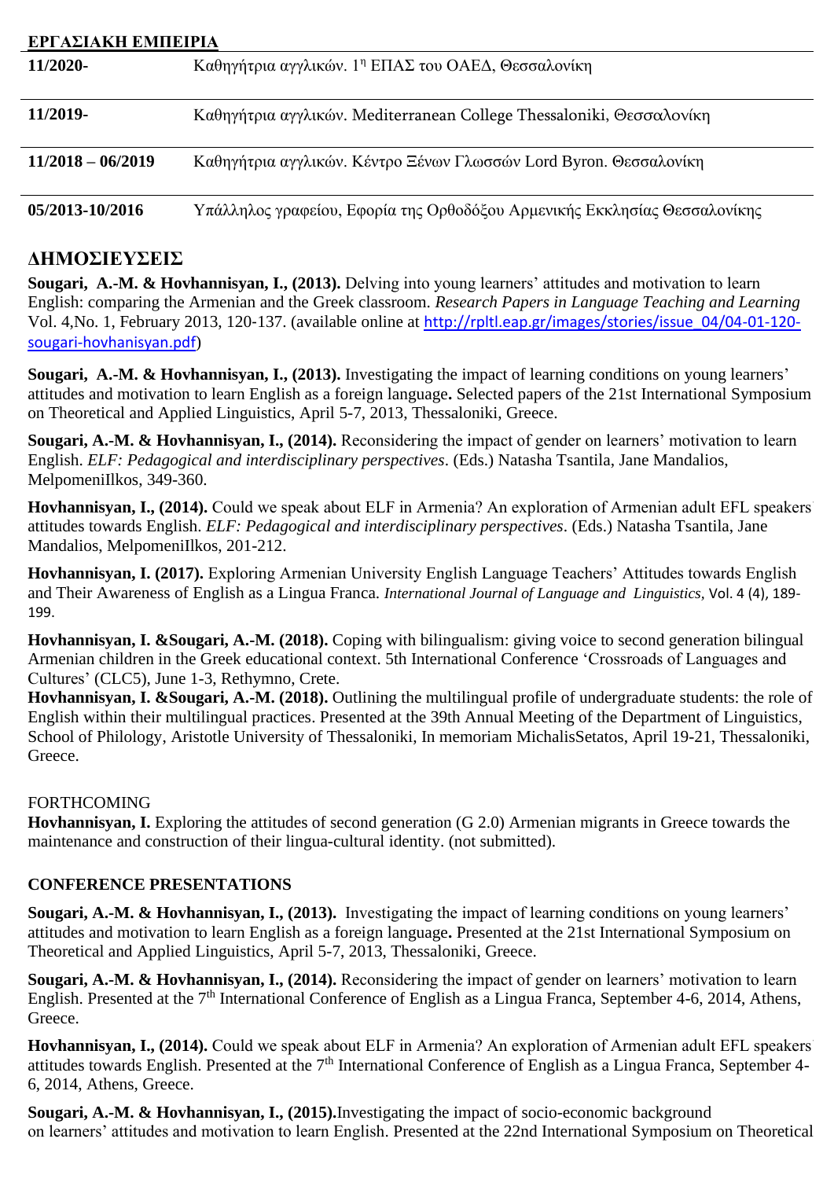## ΕΡΓΑΣΙΑΚΗ ΕΜΠΕΙΡΙΑ

| | |
|---|---|
| **11/2020-** | Καθηγήτρια αγγλικών. 1η ΕΠΑΣ του ΟΑΕΔ, Θεσσαλονίκη |
| **11/2019-** | Καθηγήτρια αγγλικών. Mediterranean College Thessaloniki, Θεσσαλονίκη |
| **11/2018 – 06/2019** | Καθηγήτρια αγγλικών. Κέντρο Ξένων Γλωσσών Lord Byron. Θεσσαλονίκη |
| **05/2013-10/2016** | Υπάλληλος γραφείου, Εφορία της Ορθοδόξου Αρμενικής Εκκλησίας Θεσσαλονίκης |

## ΔΗΜΟΣΙΕΥΣΕΙΣ

**Sougari, A.-M. & Hovhannisyan, I., (2013).** Delving into young learners' attitudes and motivation to learn English: comparing the Armenian and the Greek classroom. *Research Papers in Language Teaching and Learning* Vol. 4,No. 1, February 2013, 120-137. (available online at http://rpltl.eap.gr/images/stories/issue_04/04-01-120-sougari-hovhanisyan.pdf)

**Sougari, A.-M. & Hovhannisyan, I., (2013).** Investigating the impact of learning conditions on young learners' attitudes and motivation to learn English as a foreign language**.** Selected papers of the 21st International Symposium on Theoretical and Applied Linguistics, April 5-7, 2013, Thessaloniki, Greece.

**Sougari, A.-M. & Hovhannisyan, I., (2014).** Reconsidering the impact of gender on learners' motivation to learn English. *ELF: Pedagogical and interdisciplinary perspectives*. (Eds.) Natasha Tsantila, Jane Mandalios, MelpomeniIlkos, 349-360.

**Hovhannisyan, I., (2014).** Could we speak about ELF in Armenia? An exploration of Armenian adult EFL speakers' attitudes towards English. *ELF: Pedagogical and interdisciplinary perspectives*. (Eds.) Natasha Tsantila, Jane Mandalios, MelpomeniIlkos, 201-212.

**Hovhannisyan, I. (2017).** Exploring Armenian University English Language Teachers' Attitudes towards English and Their Awareness of English as a Lingua Franca. *International Journal of Language and Linguistics,* Vol. 4 (4), 189-199.

**Hovhannisyan, I. &Sougari, A.-M. (2018).** Coping with bilingualism: giving voice to second generation bilingual Armenian children in the Greek educational context. 5th International Conference 'Crossroads of Languages and Cultures' (CLC5), June 1-3, Rethymno, Crete.

**Hovhannisyan, I. &Sougari, A.-M. (2018).** Outlining the multilingual profile of undergraduate students: the role of English within their multilingual practices. Presented at the 39th Annual Meeting of the Department of Linguistics, School of Philology, Aristotle University of Thessaloniki, In memoriam MichalisSetatos, April 19-21, Thessaloniki, Greece.

FORTHCOMING

**Hovhannisyan, I.** Exploring the attitudes of second generation (G 2.0) Armenian migrants in Greece towards the maintenance and construction of their lingua-cultural identity. (not submitted).

### CONFERENCE PRESENTATIONS

**Sougari, A.-M. & Hovhannisyan, I., (2013).** Investigating the impact of learning conditions on young learners' attitudes and motivation to learn English as a foreign language**.** Presented at the 21st International Symposium on Theoretical and Applied Linguistics, April 5-7, 2013, Thessaloniki, Greece.

**Sougari, A.-M. & Hovhannisyan, I., (2014).** Reconsidering the impact of gender on learners' motivation to learn English. Presented at the 7th International Conference of English as a Lingua Franca, September 4-6, 2014, Athens, Greece.

**Hovhannisyan, I., (2014).** Could we speak about ELF in Armenia? An exploration of Armenian adult EFL speakers' attitudes towards English. Presented at the 7th International Conference of English as a Lingua Franca, September 4-6, 2014, Athens, Greece.

**Sougari, A.-M. & Hovhannisyan, I., (2015).**Investigating the impact of socio-economic background on learners' attitudes and motivation to learn English. Presented at the 22nd International Symposium on Theoretical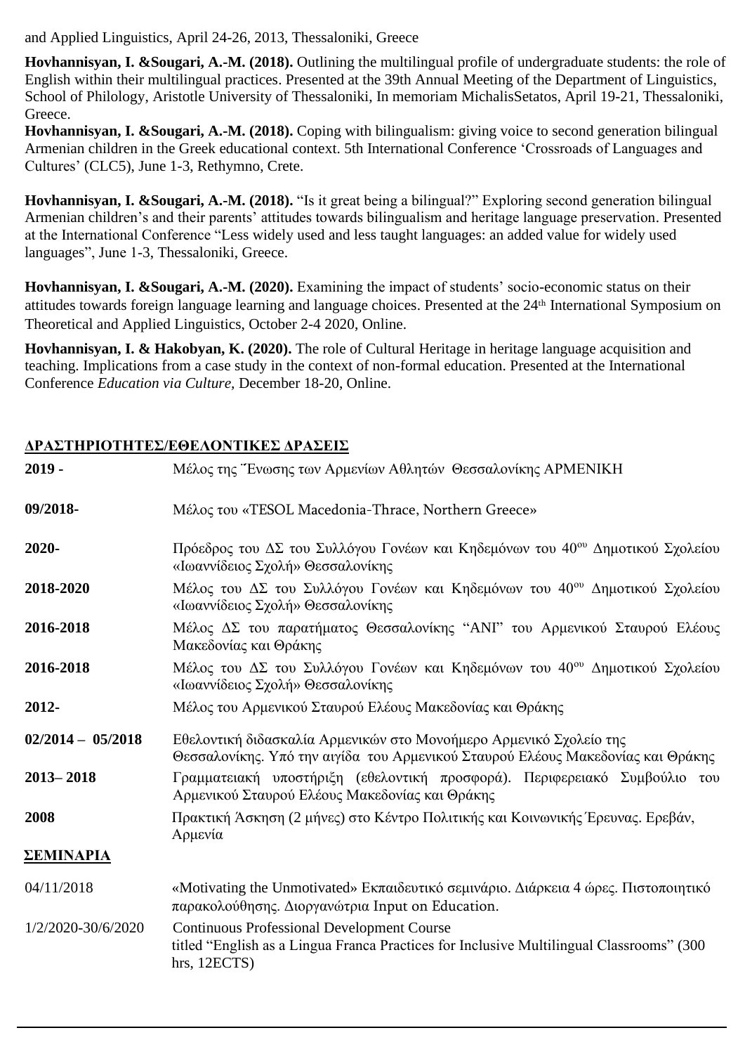and Applied Linguistics, April 24-26, 2013, Thessaloniki, Greece

**Hovhannisyan, I. &Sougari, A.-M. (2018).** Outlining the multilingual profile of undergraduate students: the role of English within their multilingual practices. Presented at the 39th Annual Meeting of the Department of Linguistics, School of Philology, Aristotle University of Thessaloniki, In memoriam MichalisSetatos, April 19-21, Thessaloniki, Greece.

**Hovhannisyan, I. &Sougari, A.-M. (2018).** Coping with bilingualism: giving voice to second generation bilingual Armenian children in the Greek educational context. 5th International Conference 'Crossroads of Languages and Cultures' (CLC5), June 1-3, Rethymno, Crete.

**Hovhannisyan, I. &Sougari, A.-M. (2018).** "Is it great being a bilingual?" Exploring second generation bilingual Armenian children's and their parents' attitudes towards bilingualism and heritage language preservation. Presented at the International Conference "Less widely used and less taught languages: an added value for widely used languages", June 1-3, Thessaloniki, Greece.

**Hovhannisyan, I. &Sougari, A.-M. (2020).** Examining the impact of students' socio-economic status on their attitudes towards foreign language learning and language choices. Presented at the 24th International Symposium on Theoretical and Applied Linguistics, October 2-4 2020, Online.

**Hovhannisyan, I. & Hakobyan, K. (2020).** The role of Cultural Heritage in heritage language acquisition and teaching. Implications from a case study in the context of non-formal education. Presented at the International Conference *Education via Culture,* December 18-20, Online.

## ΔΡΑΣΤΗΡΙΟΤΗΤΕΣ/ΕΘΕΛΟΝΤΙΚΕΣ ΔΡΑΣΕΙΣ

| | |
|---|---|
| **2019 -** | Μέλος της Ένωσης των Αρμενίων Αθλητών Θεσσαλονίκης ΑΡΜΕΝΙΚΗ |
| **09/2018-** | Μέλος του «TESOL Macedonia-Thrace, Northern Greece» |
| **2020-** | Πρόεδρος του ΔΣ του Συλλόγου Γονέων και Κηδεμόνων του 40ου Δημοτικού Σχολείου «Ιωαννίδειος Σχολή» Θεσσαλονίκης |
| **2018-2020** | Μέλος του ΔΣ του Συλλόγου Γονέων και Κηδεμόνων του 40ου Δημοτικού Σχολείου «Ιωαννίδειος Σχολή» Θεσσαλονίκης |
| **2016-2018** | Μέλος ΔΣ του παρατήματος Θεσσαλονίκης "ANI" του Αρμενικού Σταυρού Ελέους Μακεδονίας και Θράκης |
| **2016-2018** | Μέλος του ΔΣ του Συλλόγου Γονέων και Κηδεμόνων του 40ου Δημοτικού Σχολείου «Ιωαννίδειος Σχολή» Θεσσαλονίκης |
| **2012-** | Μέλος του Αρμενικού Σταυρού Ελέους Μακεδονίας και Θράκης |
| **02/2014 – 05/2018** | Εθελοντική διδασκαλία Αρμενικών στο Μονοήμερο Αρμενικό Σχολείο της Θεσσαλονίκης. Υπό την αιγίδα του Αρμενικού Σταυρού Ελέους Μακεδονίας και Θράκης |
| **2013– 2018** | Γραμματειακή υποστήριξη (εθελοντική προσφορά). Περιφερειακό Συμβούλιο του Αρμενικού Σταυρού Ελέους Μακεδονίας και Θράκης |
| **2008** | Πρακτική Άσκηση (2 μήνες) στο Κέντρο Πολιτικής και Κοινωνικής Έρευνας. Ερεβάν, Αρμενία |

## ΣΕΜΙΝΑΡΙΑ

| | |
|---|---|
| 04/11/2018 | «Motivating the Unmotivated» Εκπαιδευτικό σεμινάριο. Διάρκεια 4 ώρες. Πιστοποιητικό παρακολούθησης. Διοργανώτρια Input on Education. |
| 1/2/2020-30/6/2020 | Continuous Professional Development Course titled "English as a Lingua Franca Practices for Inclusive Multilingual Classrooms" (300 hrs, 12ECTS) |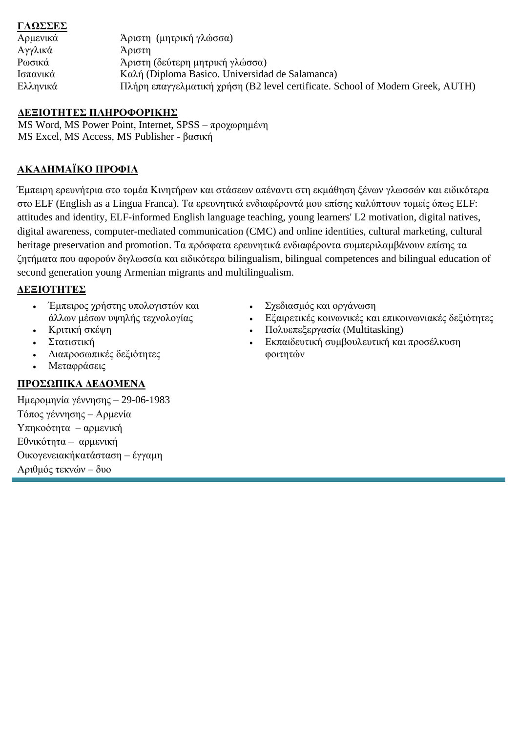## ΓΛΩΣΣΕΣ

| | |
|---|---|
| Αρμενικά | Άριστη (μητρική γλώσσα) |
| Αγγλικά | Άριστη |
| Ρωσικά | Άριστη (δεύτερη μητρική γλώσσα) |
| Ισπανικά | Καλή (Diploma Basico. Universidad de Salamanca) |
| Ελληνικά | Πλήρη επαγγελματική χρήση (B2 level certificate. School of Modern Greek, AUTH) |

## ΔΕΞΙΟΤΗΤΕΣ ΠΛΗΡΟΦΟΡΙΚΗΣ

MS Word, MS Power Point, Internet, SPSS – προχωρημένη
MS Excel, MS Access, MS Publisher - βασική

## ΑΚΑΔΗΜΑΪΚΟ ΠΡΟΦΙΛ

Έμπειρη ερευνήτρια στο τομέα Κινητήρων και στάσεων απέναντι στη εκμάθηση ξένων γλωσσών και ειδικότερα στο ELF (English as a Lingua Franca). Τα ερευνητικά ενδιαφέροντά μου επίσης καλύπτουν τομείς όπως ELF: attitudes and identity, ELF-informed English language teaching, young learners' L2 motivation, digital natives, digital awareness, computer-mediated communication (CMC) and online identities, cultural marketing, cultural heritage preservation and promotion. Τα πρόσφατα ερευνητικά ενδιαφέροντα συμπεριλαμβάνουν επίσης τα ζητήματα που αφορούν διγλωσσία και ειδικότερα bilingualism, bilingual competences and bilingual education of second generation young Armenian migrants and multilingualism.

## ΔΕΞΙΟΤΗΤΕΣ

- Έμπειρος χρήστης υπολογιστών και άλλων μέσων υψηλής τεχνολογίας
- Κριτική σκέψη
- Στατιστική
- Διαπροσωπικές δεξιότητες
- Μεταφράσεις
- Σχεδιασμός και οργάνωση
- Εξαιρετικές κοινωνικές και επικοινωνιακές δεξιότητες
- Πολυεπεξεργασία (Multitasking)
- Εκπαιδευτική συμβουλευτική και προσέλκυση φοιτητών

## ΠΡΟΣΩΠΙΚΑ ΔΕΔΟΜΕΝΑ

Ημερομηνία γέννησης – 29-06-1983
Τόπος γέννησης – Αρμενία
Υπηκοότητα – αρμενική
Εθνικότητα – αρμενική
Οικογενειακήκατάσταση – έγγαμη
Αριθμός τεκνών – δυο